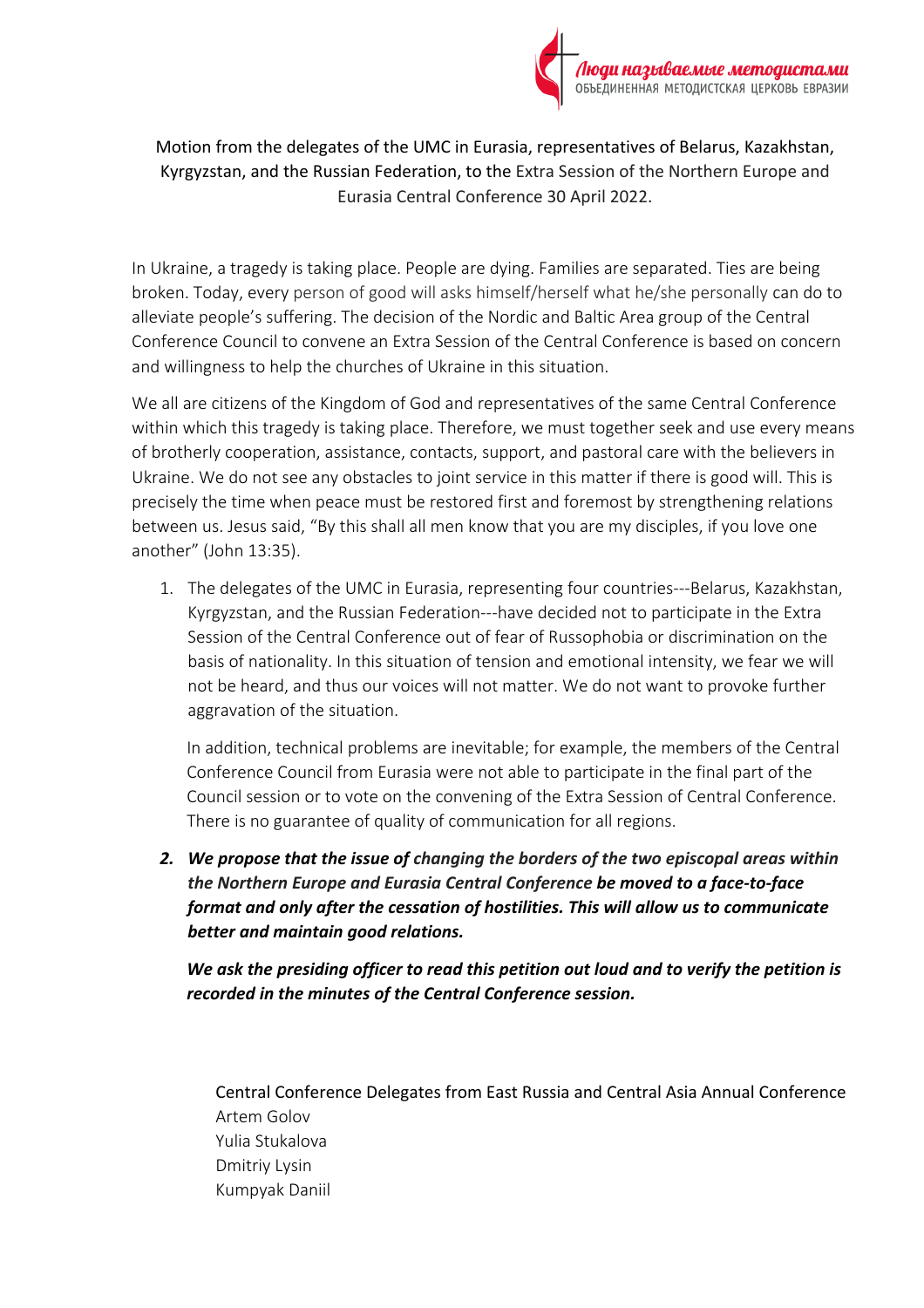Люди называемые методистами
ОБЪЕДИНЕННАЯ МЕТОДИСТСКАЯ ЦЕРКОВЬ ЕВРАЗИИ

Motion from the delegates of the UMC in Eurasia, representatives of Belarus, Kazakhstan, Kyrgyzstan, and the Russian Federation, to the Extra Session of the Northern Europe and Eurasia Central Conference 30 April 2022.

In Ukraine, a tragedy is taking place. People are dying. Families are separated. Ties are being broken. Today, every person of good will asks himself/herself what he/she personally can do to alleviate people's suffering. The decision of the Nordic and Baltic Area group of the Central Conference Council to convene an Extra Session of the Central Conference is based on concern and willingness to help the churches of Ukraine in this situation.

We all are citizens of the Kingdom of God and representatives of the same Central Conference within which this tragedy is taking place. Therefore, we must together seek and use every means of brotherly cooperation, assistance, contacts, support, and pastoral care with the believers in Ukraine. We do not see any obstacles to joint service in this matter if there is good will. This is precisely the time when peace must be restored first and foremost by strengthening relations between us. Jesus said, "By this shall all men know that you are my disciples, if you love one another" (John 13:35).

1. The delegates of the UMC in Eurasia, representing four countries---Belarus, Kazakhstan, Kyrgyzstan, and the Russian Federation---have decided not to participate in the Extra Session of the Central Conference out of fear of Russophobia or discrimination on the basis of nationality. In this situation of tension and emotional intensity, we fear we will not be heard, and thus our voices will not matter. We do not want to provoke further aggravation of the situation.

   In addition, technical problems are inevitable; for example, the members of the Central Conference Council from Eurasia were not able to participate in the final part of the Council session or to vote on the convening of the Extra Session of Central Conference. There is no guarantee of quality of communication for all regions.

2. ***We propose that the issue of*** *changing the borders of the two episcopal areas within the Northern Europe and Eurasia Central Conference* ***be moved to a face-to-face format and only after the cessation of hostilities. This will allow us to communicate better and maintain good relations.***

   ***We ask the presiding officer to read this petition out loud and to verify the petition is recorded in the minutes of the Central Conference session.***

Central Conference Delegates from East Russia and Central Asia Annual Conference
Artem Golov
Yulia Stukalova
Dmitriy Lysin
Kumpyak Daniil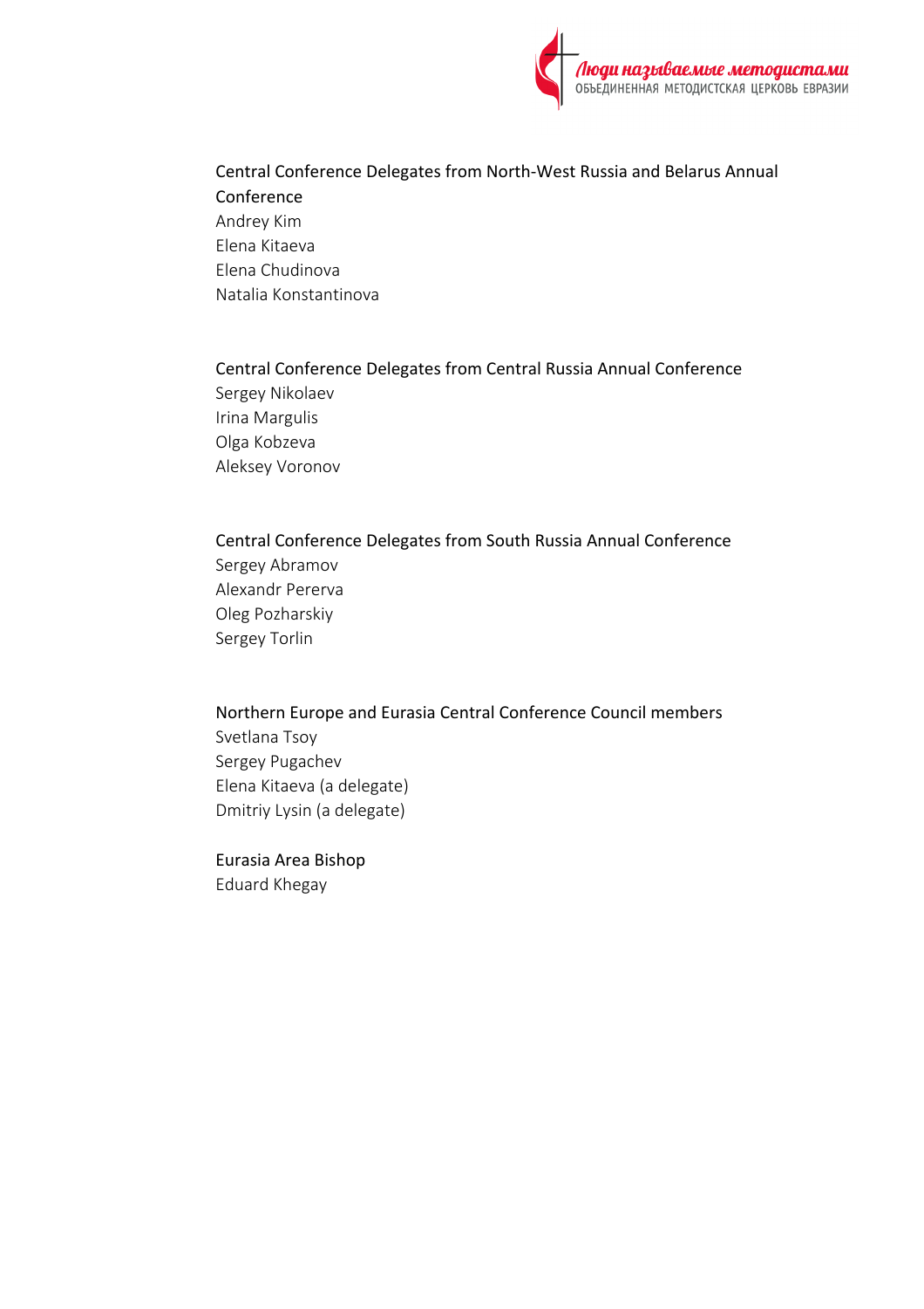Central Conference Delegates from North-West Russia and Belarus Annual Conference

Andrey Kim
Elena Kitaeva
Elena Chudinova
Natalia Konstantinova

Central Conference Delegates from Central Russia Annual Conference

Sergey Nikolaev
Irina Margulis
Olga Kobzeva
Aleksey Voronov

Central Conference Delegates from South Russia Annual Conference

Sergey Abramov
Alexandr Pererva
Oleg Pozharskiy
Sergey Torlin

Northern Europe and Eurasia Central Conference Council members

Svetlana Tsoy
Sergey Pugachev
Elena Kitaeva (a delegate)
Dmitriy Lysin (a delegate)

Eurasia Area Bishop

Eduard Khegay